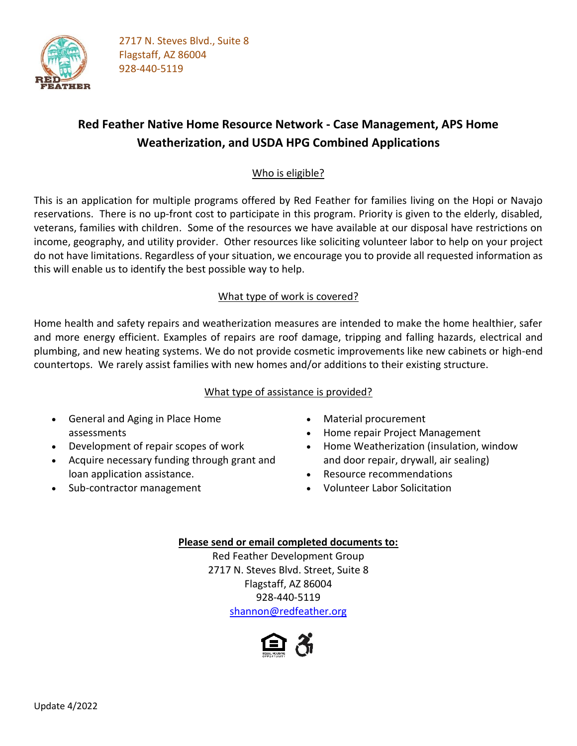2717 N. Steves Blvd., Suite 8
Flagstaff, AZ 86004
928-440-5119

# Red Feather Native Home Resource Network - Case Management, APS Home Weatherization, and USDA HPG Combined Applications

## Who is eligible?

This is an application for multiple programs offered by Red Feather for families living on the Hopi or Navajo reservations. There is no up-front cost to participate in this program. Priority is given to the elderly, disabled, veterans, families with children. Some of the resources we have available at our disposal have restrictions on income, geography, and utility provider. Other resources like soliciting volunteer labor to help on your project do not have limitations. Regardless of your situation, we encourage you to provide all requested information as this will enable us to identify the best possible way to help.

## What type of work is covered?

Home health and safety repairs and weatherization measures are intended to make the home healthier, safer and more energy efficient. Examples of repairs are roof damage, tripping and falling hazards, electrical and plumbing, and new heating systems. We do not provide cosmetic improvements like new cabinets or high-end countertops. We rarely assist families with new homes and/or additions to their existing structure.

## What type of assistance is provided?

- General and Aging in Place Home assessments
- Development of repair scopes of work
- Acquire necessary funding through grant and loan application assistance.
- Sub-contractor management
- Material procurement
- Home repair Project Management
- Home Weatherization (insulation, window and door repair, drywall, air sealing)
- Resource recommendations
- Volunteer Labor Solicitation

**Please send or email completed documents to:**

Red Feather Development Group
2717 N. Steves Blvd. Street, Suite 8
Flagstaff, AZ 86004
928-440-5119
shannon@redfeather.org

Update 4/2022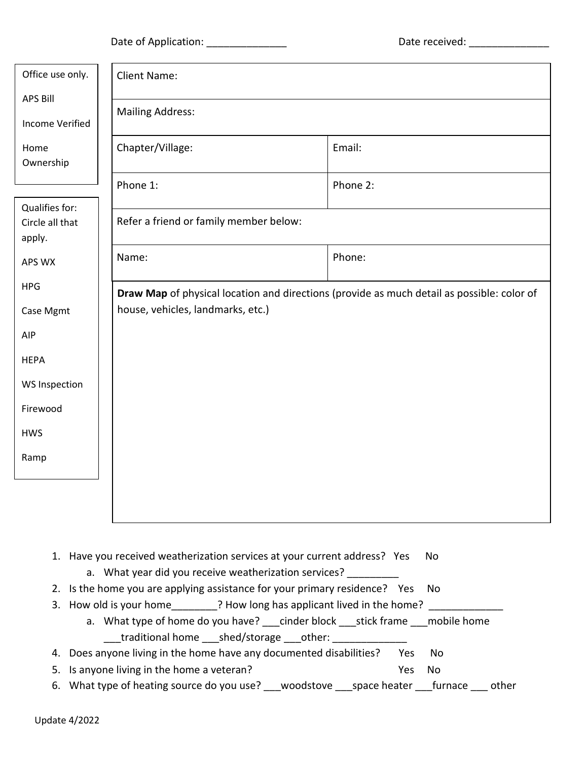Date of Application: ______________ Date received: ______________

| Office use only. | |
|---|---|
| APS Bill | |
| Income Verified | |
| Home Ownership | |

| Qualifies for: Circle all that apply. |
|---|
| APS WX |
| HPG |
| Case Mgmt |
| AIP |
| HEPA |
| WS Inspection |
| Firewood |
| HWS |
| Ramp |

| Client Name: | |
|---|---|
| Mailing Address: | |
| Chapter/Village: | Email: |
| Phone 1: | Phone 2: |
| Refer a friend or family member below: | |
| Name: | Phone: |
| **Draw Map** of physical location and directions (provide as much detail as possible: color of house, vehicles, landmarks, etc.) | |

1. Have you received weatherization services at your current address? Yes No
   a. What year did you receive weatherization services? _________
2. Is the home you are applying assistance for your primary residence? Yes No
3. How old is your home________? How long has applicant lived in the home? _____________
   a. What type of home do you have? ___cinder block ___stick frame ___mobile home ___traditional home ___shed/storage ___other: _____________
4. Does anyone living in the home have any documented disabilities? Yes No
5. Is anyone living in the home a veteran? Yes No
6. What type of heating source do you use? ___woodstove ___space heater ___furnace ___ other

Update 4/2022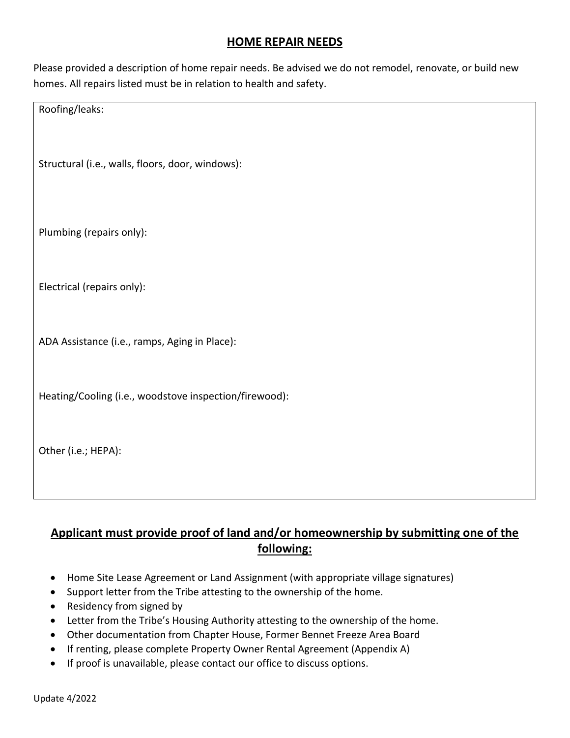## HOME REPAIR NEEDS

Please provided a description of home repair needs. Be advised we do not remodel, renovate, or build new homes. All repairs listed must be in relation to health and safety.

Roofing/leaks:

Structural (i.e., walls, floors, door, windows):

Plumbing (repairs only):

Electrical (repairs only):

ADA Assistance (i.e., ramps, Aging in Place):

Heating/Cooling (i.e., woodstove inspection/firewood):

Other (i.e.; HEPA):

## Applicant must provide proof of land and/or homeownership by submitting one of the following:

- Home Site Lease Agreement or Land Assignment (with appropriate village signatures)
- Support letter from the Tribe attesting to the ownership of the home.
- Residency from signed by
- Letter from the Tribe's Housing Authority attesting to the ownership of the home.
- Other documentation from Chapter House, Former Bennet Freeze Area Board
- If renting, please complete Property Owner Rental Agreement (Appendix A)
- If proof is unavailable, please contact our office to discuss options.

Update 4/2022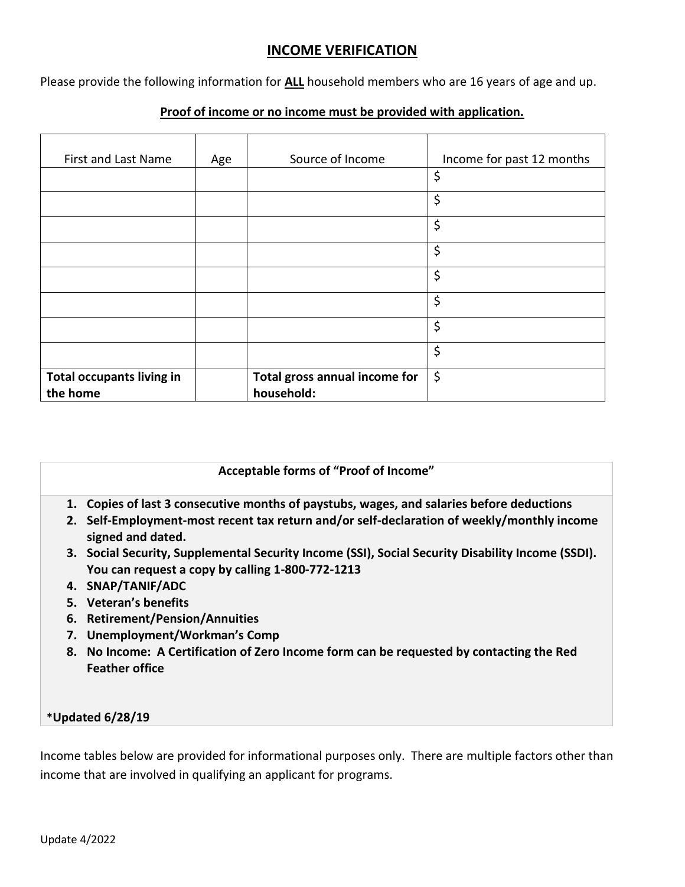# INCOME VERIFICATION

Please provide the following information for **ALL** household members who are 16 years of age and up.

**Proof of income or no income must be provided with application.**

| First and Last Name | Age | Source of Income | Income for past 12 months |
|---|---|---|---|
| | | | $ |
| | | | $ |
| | | | $ |
| | | | $ |
| | | | $ |
| | | | $ |
| | | | $ |
| | | | $ |
| **Total occupants living in the home** | | **Total gross annual income for household:** | $ |

**Acceptable forms of "Proof of Income"**

1. **Copies of last 3 consecutive months of paystubs, wages, and salaries before deductions**
2. **Self-Employment-most recent tax return and/or self-declaration of weekly/monthly income signed and dated.**
3. **Social Security, Supplemental Security Income (SSI), Social Security Disability Income (SSDI). You can request a copy by calling 1-800-772-1213**
4. **SNAP/TANIF/ADC**
5. **Veteran's benefits**
6. **Retirement/Pension/Annuities**
7. **Unemployment/Workman's Comp**
8. **No Income: A Certification of Zero Income form can be requested by contacting the Red Feather office**

**\*Updated 6/28/19**

Income tables below are provided for informational purposes only. There are multiple factors other than income that are involved in qualifying an applicant for programs.

Update 4/2022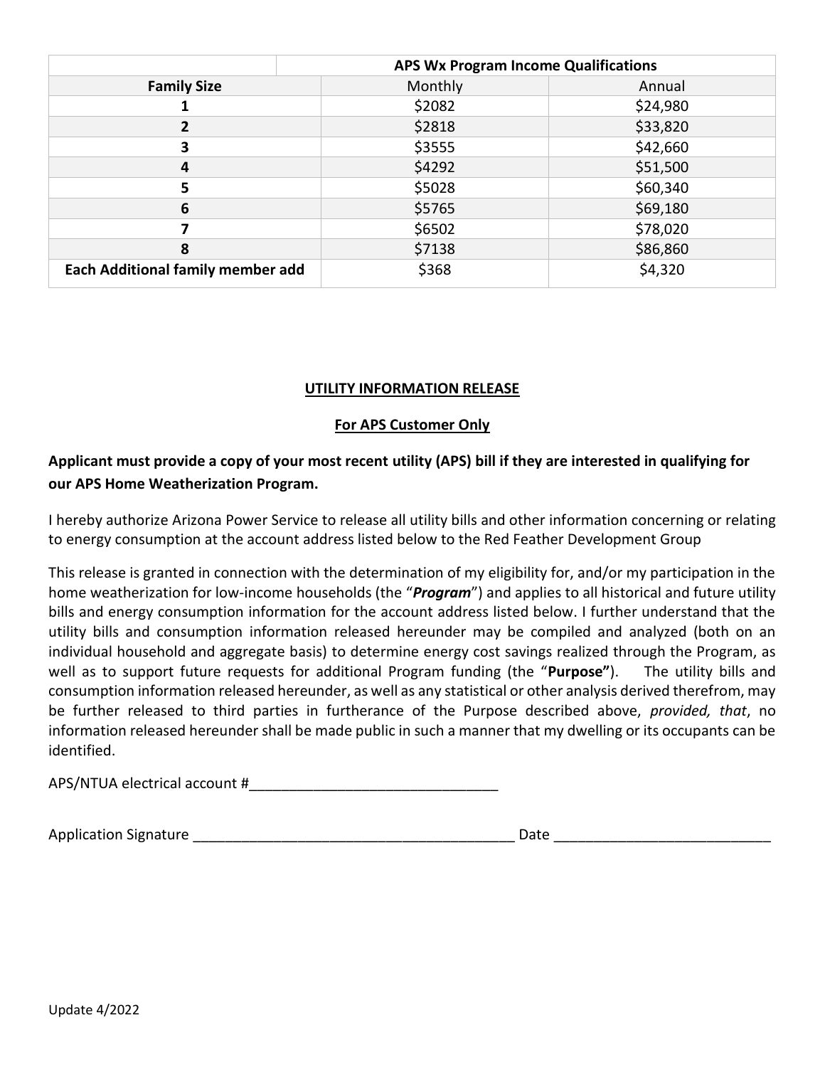| | APS Wx Program Income Qualifications | |
|---|---|---|
| **Family Size** | Monthly | Annual |
| **1** | $2082 | $24,980 |
| **2** | $2818 | $33,820 |
| **3** | $3555 | $42,660 |
| **4** | $4292 | $51,500 |
| **5** | $5028 | $60,340 |
| **6** | $5765 | $69,180 |
| **7** | $6502 | $78,020 |
| **8** | $7138 | $86,860 |
| **Each Additional family member add** | $368 | $4,320 |

## UTILITY INFORMATION RELEASE

### For APS Customer Only

**Applicant must provide a copy of your most recent utility (APS) bill if they are interested in qualifying for our APS Home Weatherization Program.**

I hereby authorize Arizona Power Service to release all utility bills and other information concerning or relating to energy consumption at the account address listed below to the Red Feather Development Group

This release is granted in connection with the determination of my eligibility for, and/or my participation in the home weatherization for low-income households (the "***Program***") and applies to all historical and future utility bills and energy consumption information for the account address listed below. I further understand that the utility bills and consumption information released hereunder may be compiled and analyzed (both on an individual household and aggregate basis) to determine energy cost savings realized through the Program, as well as to support future requests for additional Program funding (the "**Purpose"**). The utility bills and consumption information released hereunder, as well as any statistical or other analysis derived therefrom, may be further released to third parties in furtherance of the Purpose described above, *provided, that*, no information released hereunder shall be made public in such a manner that my dwelling or its occupants can be identified.

APS/NTUA electrical account #_______________________________

Application Signature ________________________________________ Date ___________________________

Update 4/2022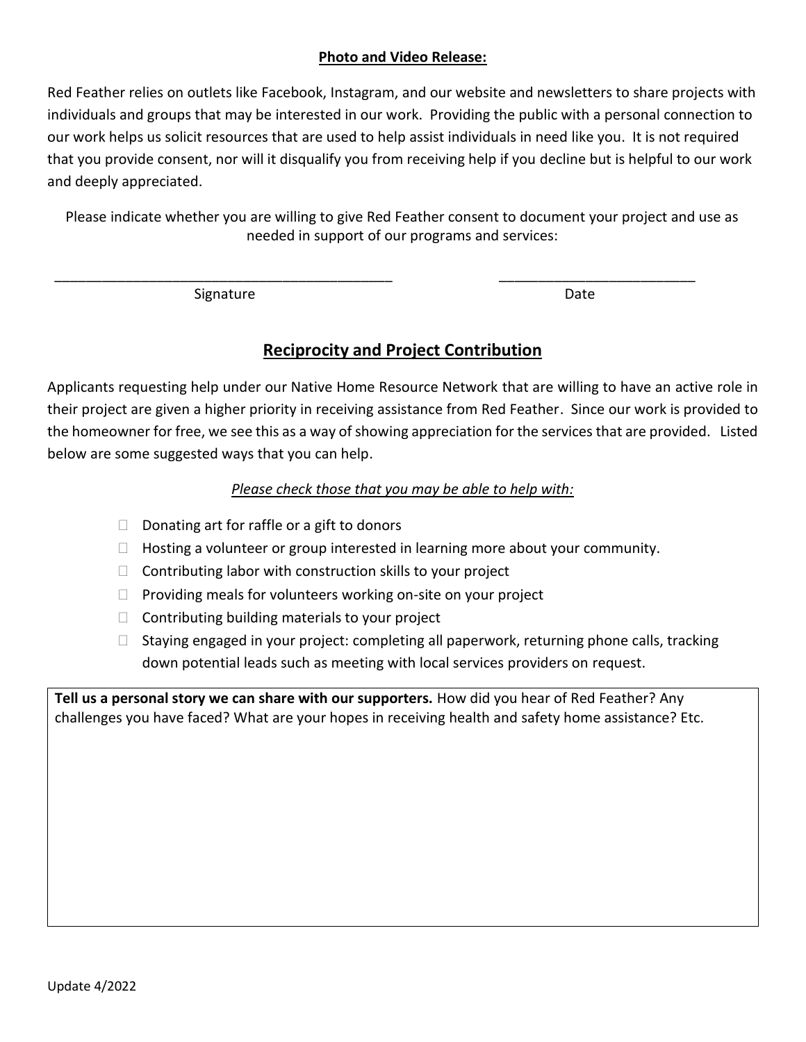**Photo and Video Release:**

Red Feather relies on outlets like Facebook, Instagram, and our website and newsletters to share projects with individuals and groups that may be interested in our work. Providing the public with a personal connection to our work helps us solicit resources that are used to help assist individuals in need like you. It is not required that you provide consent, nor will it disqualify you from receiving help if you decline but is helpful to our work and deeply appreciated.

Please indicate whether you are willing to give Red Feather consent to document your project and use as needed in support of our programs and services:

_____________________________________________ Signature

__________________________ Date

## Reciprocity and Project Contribution

Applicants requesting help under our Native Home Resource Network that are willing to have an active role in their project are given a higher priority in receiving assistance from Red Feather. Since our work is provided to the homeowner for free, we see this as a way of showing appreciation for the services that are provided. Listed below are some suggested ways that you can help.

*Please check those that you may be able to help with:*

- ☐ Donating art for raffle or a gift to donors
- ☐ Hosting a volunteer or group interested in learning more about your community.
- ☐ Contributing labor with construction skills to your project
- ☐ Providing meals for volunteers working on-site on your project
- ☐ Contributing building materials to your project
- ☐ Staying engaged in your project: completing all paperwork, returning phone calls, tracking down potential leads such as meeting with local services providers on request.

**Tell us a personal story we can share with our supporters.** How did you hear of Red Feather? Any challenges you have faced? What are your hopes in receiving health and safety home assistance? Etc.

Update 4/2022